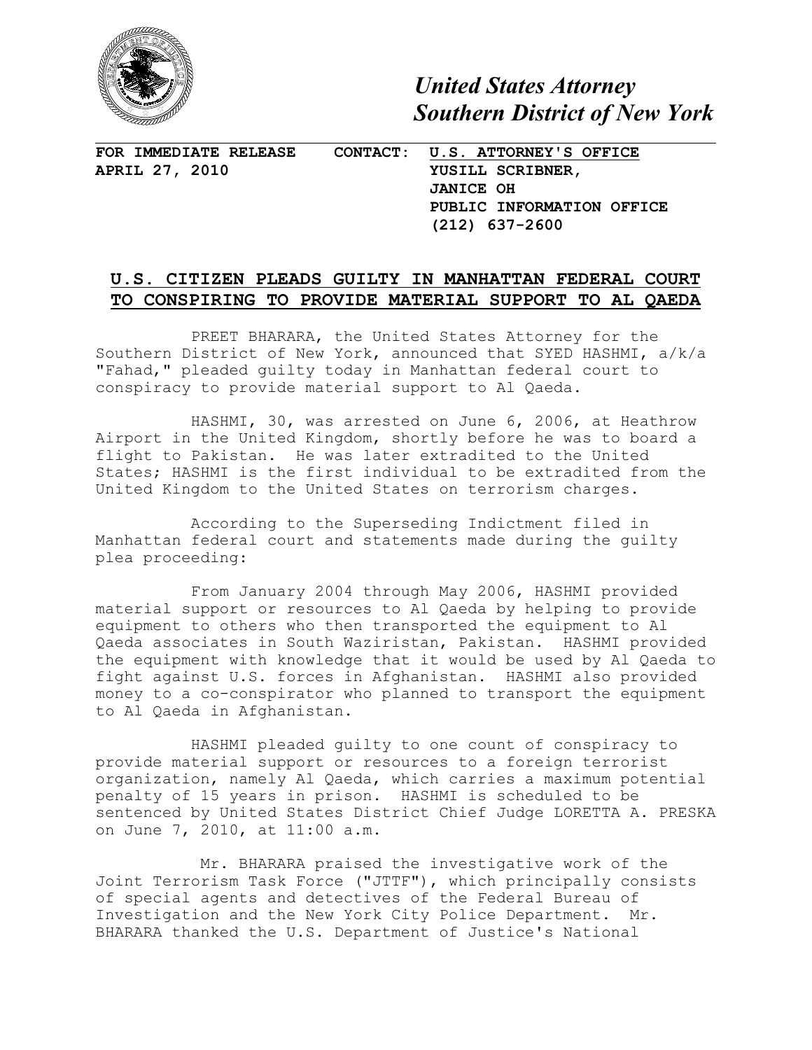*United States Attorney*
*Southern District of New York*

**FOR IMMEDIATE RELEASE**
**APRIL 27, 2010**

**CONTACT:** **U.S. ATTORNEY'S OFFICE**
**YUSILL SCRIBNER,**
**JANICE OH**
**PUBLIC INFORMATION OFFICE**
**(212) 637-2600**

## U.S. CITIZEN PLEADS GUILTY IN MANHATTAN FEDERAL COURT TO CONSPIRING TO PROVIDE MATERIAL SUPPORT TO AL QAEDA

PREET BHARARA, the United States Attorney for the Southern District of New York, announced that SYED HASHMI, a/k/a "Fahad," pleaded guilty today in Manhattan federal court to conspiracy to provide material support to Al Qaeda.

HASHMI, 30, was arrested on June 6, 2006, at Heathrow Airport in the United Kingdom, shortly before he was to board a flight to Pakistan. He was later extradited to the United States; HASHMI is the first individual to be extradited from the United Kingdom to the United States on terrorism charges.

According to the Superseding Indictment filed in Manhattan federal court and statements made during the guilty plea proceeding:

From January 2004 through May 2006, HASHMI provided material support or resources to Al Qaeda by helping to provide equipment to others who then transported the equipment to Al Qaeda associates in South Waziristan, Pakistan. HASHMI provided the equipment with knowledge that it would be used by Al Qaeda to fight against U.S. forces in Afghanistan. HASHMI also provided money to a co-conspirator who planned to transport the equipment to Al Qaeda in Afghanistan.

HASHMI pleaded guilty to one count of conspiracy to provide material support or resources to a foreign terrorist organization, namely Al Qaeda, which carries a maximum potential penalty of 15 years in prison. HASHMI is scheduled to be sentenced by United States District Chief Judge LORETTA A. PRESKA on June 7, 2010, at 11:00 a.m.

Mr. BHARARA praised the investigative work of the Joint Terrorism Task Force ("JTTF"), which principally consists of special agents and detectives of the Federal Bureau of Investigation and the New York City Police Department. Mr. BHARARA thanked the U.S. Department of Justice's National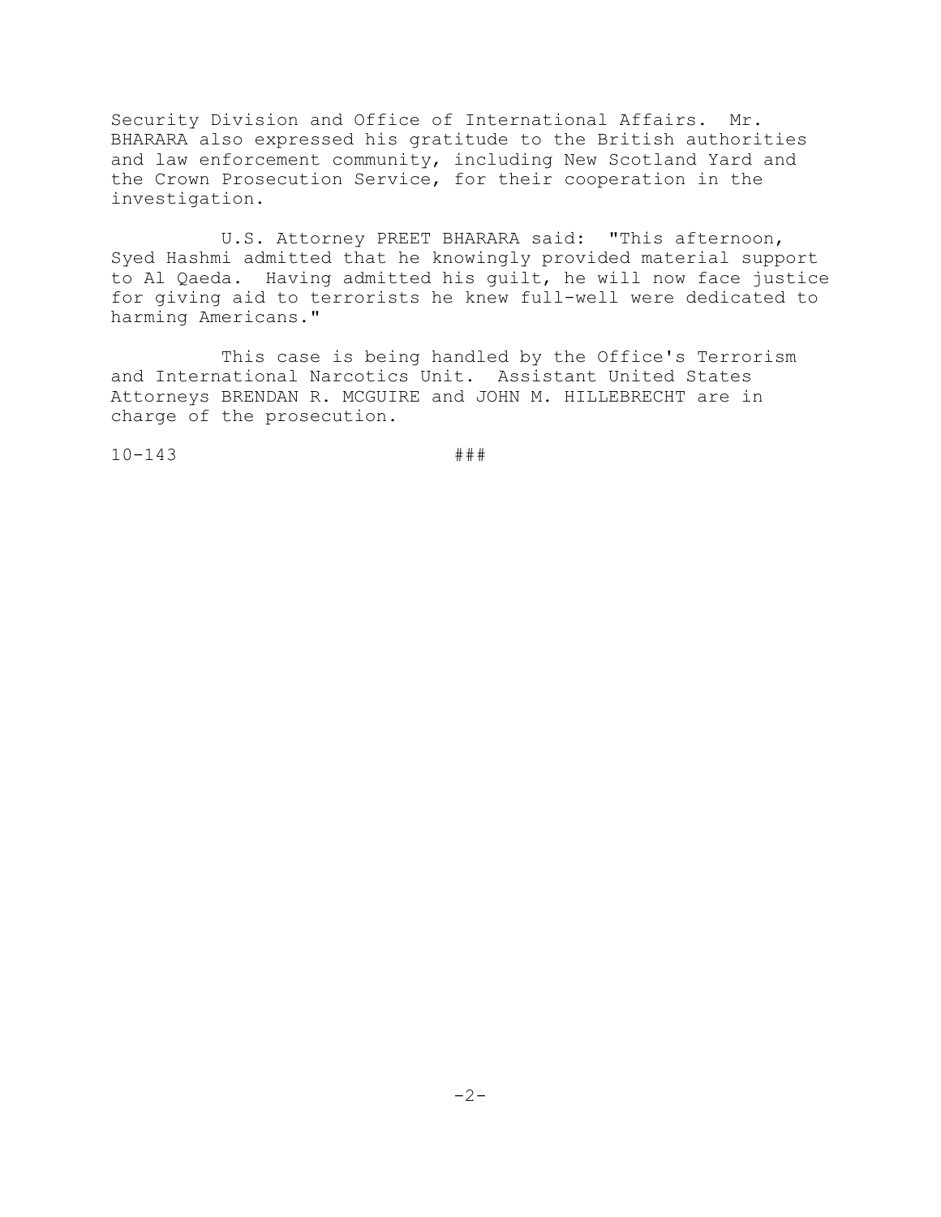Security Division and Office of International Affairs. Mr. BHARARA also expressed his gratitude to the British authorities and law enforcement community, including New Scotland Yard and the Crown Prosecution Service, for their cooperation in the investigation.

U.S. Attorney PREET BHARARA said: "This afternoon, Syed Hashmi admitted that he knowingly provided material support to Al Qaeda. Having admitted his guilt, he will now face justice for giving aid to terrorists he knew full-well were dedicated to harming Americans."

This case is being handled by the Office's Terrorism and International Narcotics Unit. Assistant United States Attorneys BRENDAN R. MCGUIRE and JOHN M. HILLEBRECHT are in charge of the prosecution.

10-143 ###